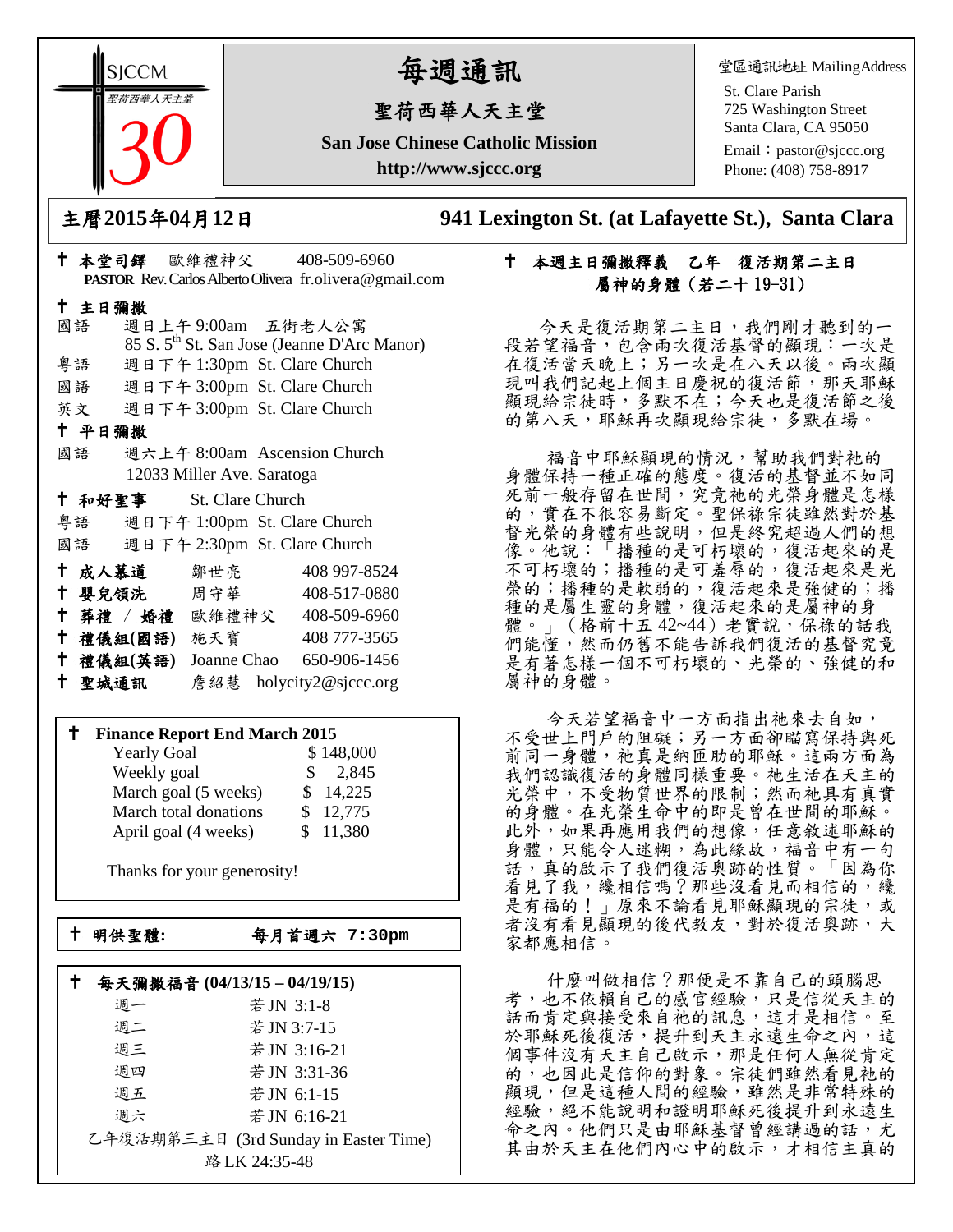SJCCM
聖荷西華人天主堂
30

# 每週通訊

## 聖荷西華人天主堂

**San Jose Chinese Catholic Mission**

**http://www.sjccc.org**

堂區通訊地址 MailingAddress
St. Clare Parish
725 Washington Street
Santa Clara, CA 95050
Email：pastor@sjccc.org
Phone: (408) 758-8917

**主曆2015年04月12日**　　**941 Lexington St. (at Lafayette St.), Santa Clara**

† **本堂司鐸** 歐維禮神父 408-509-6960
**PASTOR** Rev. Carlos Alberto Olivera fr.olivera@gmail.com

† **主日彌撒**
國語 週日上午 9:00am 五街老人公寓
85 S. 5th St. San Jose (Jeanne D'Arc Manor)
粵語 週日下午 1:30pm St. Clare Church
國語 週日下午 3:00pm St. Clare Church
英文 週日下午 3:00pm St. Clare Church

† **平日彌撒**
國語 週六上午 8:00am Ascension Church
12033 Miller Ave. Saratoga

† **和好聖事** St. Clare Church
粵語 週日下午 1:00pm St. Clare Church
國語 週日下午 2:30pm St. Clare Church

† **成人慕道** 鄒世亮 408 997-8524
† **嬰兒領洗** 周守華 408-517-0880
† **葬禮 / 婚禮** 歐維禮神父 408-509-6960
† **禮儀組(國語)** 施天寶 408 777-3565
† **禮儀組(英語)** Joanne Chao 650-906-1456
† **聖城通訊** 詹紹慧 holycity2@sjccc.org

† **Finance Report End March 2015**

| | |
|---|---|
| Yearly Goal | $ 148,000 |
| Weekly goal | $ 2,845 |
| March goal (5 weeks) | $ 14,225 |
| March total donations | $ 12,775 |
| April goal (4 weeks) | $ 11,380 |

Thanks for your generosity!

† **明供聖體:** 每月首週六 7:30pm

† **每天彌撒福音 (04/13/15 – 04/19/15)**

| | |
|---|---|
| 週一 | 若 JN 3:1-8 |
| 週二 | 若 JN 3:7-15 |
| 週三 | 若 JN 3:16-21 |
| 週四 | 若 JN 3:31-36 |
| 週五 | 若 JN 6:1-15 |
| 週六 | 若 JN 6:16-21 |

乙年復活期第三主日 (3rd Sunday in Easter Time)
路 LK 24:35-48

† **本週主日彌撒釋義 乙年 復活期第二主日**
**屬神的身體（若二十 19-31）**

今天是復活期第二主日，我們剛才聽到的一段若望福音，包含兩次復活基督的顯現：一次是在復活當天晚上；另一次是在八天以後。兩次顯現叫我們記起上個主日慶祝的復活節，那天耶穌顯現給宗徒時，多默不在；今天也是復活節之後的第八天，耶穌再次顯現給宗徒，多默在場。

福音中耶穌顯現的情況，幫助我們對祂的身體保持一種正確的態度。復活的基督並不如同死前一般存留在世間，究竟祂的光榮身體是怎樣的，實在不很容易斷定。聖保祿宗徒雖然對於基督光榮的身體有些說明，但是終究超過人們的想像。他說：「播種的是可朽壞的，復活起來的是不可朽壞的；播種的是可羞辱的，復活起來是光榮的；播種的是軟弱的，復活起來是強健的；播種的是屬生靈的身體，復活起來的是屬神的身體。」（格前十五 42~44）老實說，保祿的話我們能懂，然而仍舊不能告訴我們復活的基督究竟是有著怎樣一個不可朽壞的、光榮的、強健的和屬神的身體。

今天若望福音中一方面指出祂來去自如，不受世上門戶的阻礙；另一方面卻瞄寫保持與死前同一身體，祂真是納匝肋的耶穌。這兩方面為我們認識復活的身體同樣重要。祂生活在天主的光榮中，不受物質世界的限制；然而祂具有真實的身體。在光榮生命中的即是曾在世間的耶穌。此外，如果再應用我們的想像，任意敘述耶穌的身體，只能令人迷糊，為此緣故，福音中有一句話，真的啟示了我們復活奧跡的性質。「因為你看見了我，纔相信嗎？那些沒看見而相信的，纔是有福的！」原來不論看見耶穌顯現的宗徒，或者沒有看見顯現的後代教友，對於復活奧跡，大家都應相信。

什麼叫做相信？那便是不靠自己的頭腦思考，也不依賴自己的感官經驗，只是信從天主的話而肯定與接受來自祂的訊息，這才是相信。至於耶穌死後復活，提升到天主永遠生命之內，這個事件沒有天主自己啟示，那是任何人無從肯定的，也因此是信仰的對象。宗徒們雖然看見祂的顯現，但是這種人間的經驗，雖然是非常特殊的經驗，絕不能說明和證明耶穌死後提升到永遠生命之內。他們只是由耶穌基督曾經講過的話，尤其由於天主在他們內心中的啟示，才相信主真的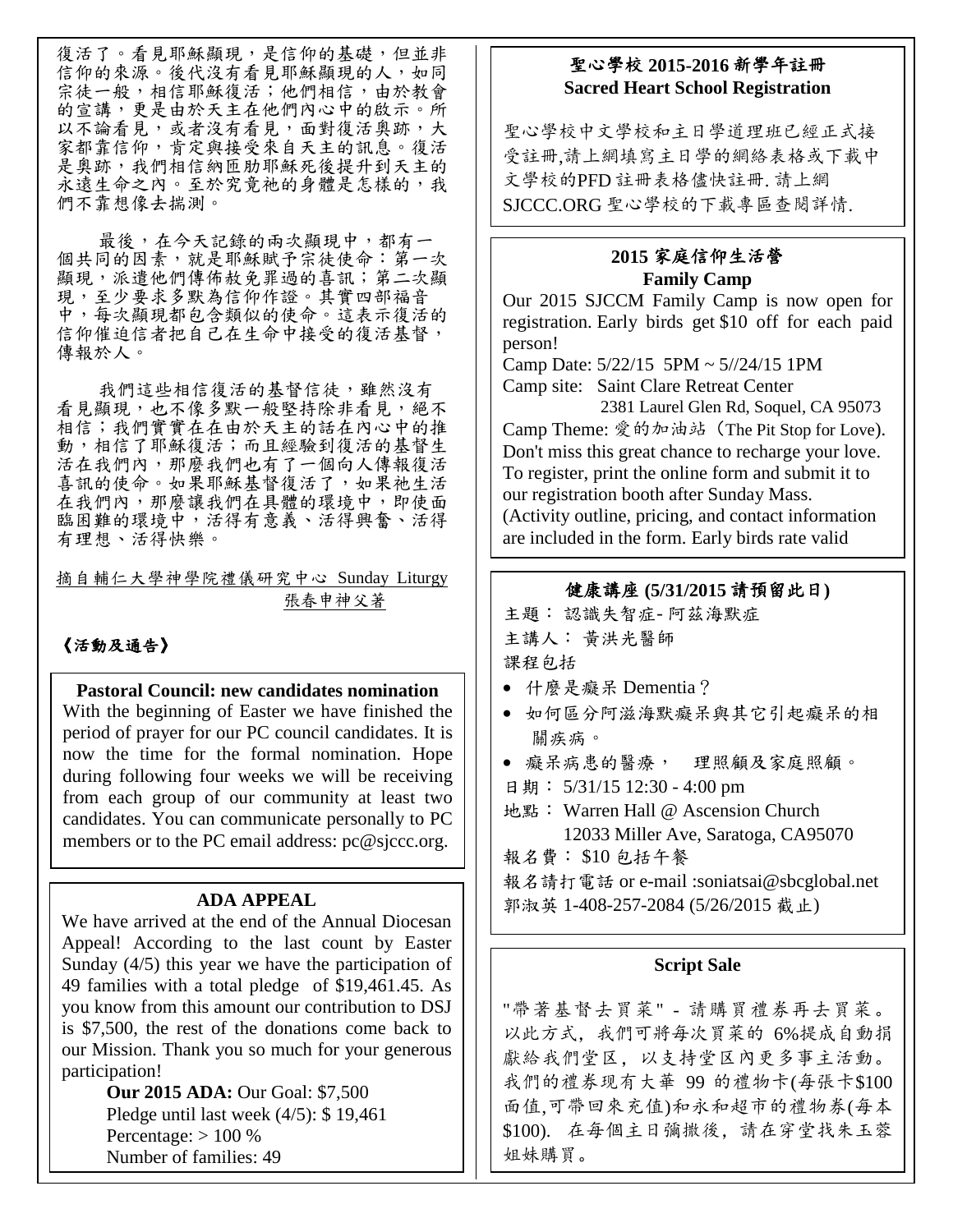復活了。看見耶穌顯現，是信仰的基礎，但並非信仰的來源。後代沒有看見耶穌顯現的人，如同宗徒一般，相信耶穌復活；他們相信，由於教會的宣講，更是由於天主在他們內心中的啟示。所以不論看見，或者沒有看見，面對復活奧跡，大家都靠信仰，肯定與接受來自天主的訊息。復活是奧跡，我們相信納匝肋耶穌死後提升到天主的永遠生命之內。至於究竟祂的身體是怎樣的，我們不靠想像去揣測。

最後，在今天記錄的兩次顯現中，都有一個共同的因素，就是耶穌賦予宗徒使命：第一次顯現，派遣他們傳佈赦免罪過的喜訊；第二次顯現，至少要求多默為信仰作證。其實四部福音中，每次顯現都包含類似的使命。這表示復活的信仰催迫信者把自己在生命中接受的復活基督，傳報於人。

我們這些相信復活的基督信徒，雖然沒有看見顯現，也不像多默一般堅持除非看見，絕不相信；我們實實在在由於天主的話在內心中的推動，相信了耶穌復活；而且經驗到復活的基督生活在我們內，那麼我們也有了一個向人傳報復活喜訊的使命。如果耶穌基督復活了，如果祂生活在我們內，那麼讓我們在具體的環境中，即使面臨困難的環境中，活得有意義、活得興奮、活得有理想、活得快樂。

摘自輔仁大學神學院禮儀研究中心 Sunday Liturgy
張春申神父著

## 《活動及通告》

### Pastoral Council: new candidates nomination

With the beginning of Easter we have finished the period of prayer for our PC council candidates. It is now the time for the formal nomination. Hope during following four weeks we will be receiving from each group of our community at least two candidates. You can communicate personally to PC members or to the PC email address: pc@sjccc.org.

### ADA APPEAL

We have arrived at the end of the Annual Diocesan Appeal! According to the last count by Easter Sunday (4/5) this year we have the participation of 49 families with a total pledge of $19,461.45. As you know from this amount our contribution to DSJ is $7,500, the rest of the donations come back to our Mission. Thank you so much for your generous participation!

**Our 2015 ADA:** Our Goal: $7,500
Pledge until last week (4/5): $ 19,461
Percentage: > 100 %
Number of families: 49

### 聖心學校 2015-2016 新學年註冊
### Sacred Heart School Registration

聖心學校中文學校和主日學道理班已經正式接受註冊,請上網填寫主日學的網絡表格或下載中文學校的PFD註冊表格儘快註冊. 請上網SJCCC.ORG 聖心學校的下載專區查閱詳情.

### 2015 家庭信仰生活營
### Family Camp

Our 2015 SJCCM Family Camp is now open for registration. Early birds get $10 off for each paid person!

Camp Date: 5/22/15 5PM ~ 5//24/15 1PM
Camp site: Saint Clare Retreat Center
2381 Laurel Glen Rd, Soquel, CA 95073
Camp Theme: 愛的加油站（The Pit Stop for Love).
Don't miss this great chance to recharge your love.
To register, print the online form and submit it to our registration booth after Sunday Mass.
(Activity outline, pricing, and contact information are included in the form. Early birds rate valid

### 健康講座 (5/31/2015 請預留此日)

主題： 認識失智症-阿茲海默症
主講人： 黃洪光醫師
課程包括

- 什麼是癡呆 Dementia？
- 如何區分阿滋海默癡呆與其它引起癡呆的相關疾病。
- 癡呆病患的醫療， 理照顧及家庭照顧。

日期： 5/31/15 12:30 - 4:00 pm
地點： Warren Hall @ Ascension Church
12033 Miller Ave, Saratoga, CA95070
報名費： $10 包括午餐
報名請打電話 or e-mail :soniatsai@sbcglobal.net
郭淑英 1-408-257-2084 (5/26/2015 截止)

### Script Sale

"帶著基督去買菜" - 請購買禮券再去買菜。以此方式，我們可將每次買菜的 6%提成自動捐獻給我們堂区，以支持堂区內更多事主活動。我們的禮劵現有大華 99 的禮物卡(每張卡$100面值,可帶回來充值)和永和超市的禮物券(每本$100). 在每個主日彌撒後，請在穿堂找朱玉蓉姐妹購買。